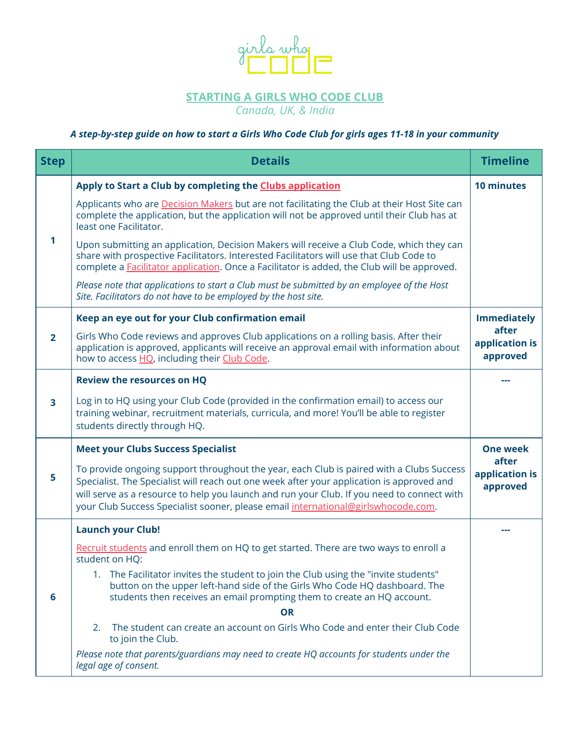girls who code

## STARTING A GIRLS WHO CODE CLUB

*Canada, UK, & India*

***A step-by-step guide on how to start a Girls Who Code Club for girls ages 11-18 in your community***

| Step | Details | Timeline |
|---|---|---|
| 1 | **Apply to Start a Club by completing the Clubs application**<br><br>Applicants who are Decision Makers but are not facilitating the Club at their Host Site can complete the application, but the application will not be approved until their Club has at least one Facilitator.<br><br>Upon submitting an application, Decision Makers will receive a Club Code, which they can share with prospective Facilitators. Interested Facilitators will use that Club Code to complete a Facilitator application. Once a Facilitator is added, the Club will be approved.<br><br>*Please note that applications to start a Club must be submitted by an employee of the Host Site. Facilitators do not have to be employed by the host site.* | **10 minutes** |
| 2 | **Keep an eye out for your Club confirmation email**<br><br>Girls Who Code reviews and approves Club applications on a rolling basis. After their application is approved, applicants will receive an approval email with information about how to access HQ, including their Club Code. | **Immediately after application is approved** |
| 3 | **Review the resources on HQ**<br><br>Log in to HQ using your Club Code (provided in the confirmation email) to access our training webinar, recruitment materials, curricula, and more! You'll be able to register students directly through HQ. | **---** |
| 5 | **Meet your Clubs Success Specialist**<br><br>To provide ongoing support throughout the year, each Club is paired with a Clubs Success Specialist. The Specialist will reach out one week after your application is approved and will serve as a resource to help you launch and run your Club. If you need to connect with your Club Success Specialist sooner, please email international@girlswhocode.com. | **One week after application is approved** |
| 6 | **Launch your Club!**<br><br>Recruit students and enroll them on HQ to get started. There are two ways to enroll a student on HQ:<br><br>1. The Facilitator invites the student to join the Club using the "invite students" button on the upper left-hand side of the Girls Who Code HQ dashboard. The students then receives an email prompting them to create an HQ account.<br><br>**OR**<br><br>2. The student can create an account on Girls Who Code and enter their Club Code to join the Club.<br><br>*Please note that parents/guardians may need to create HQ accounts for students under the legal age of consent.* | **---** |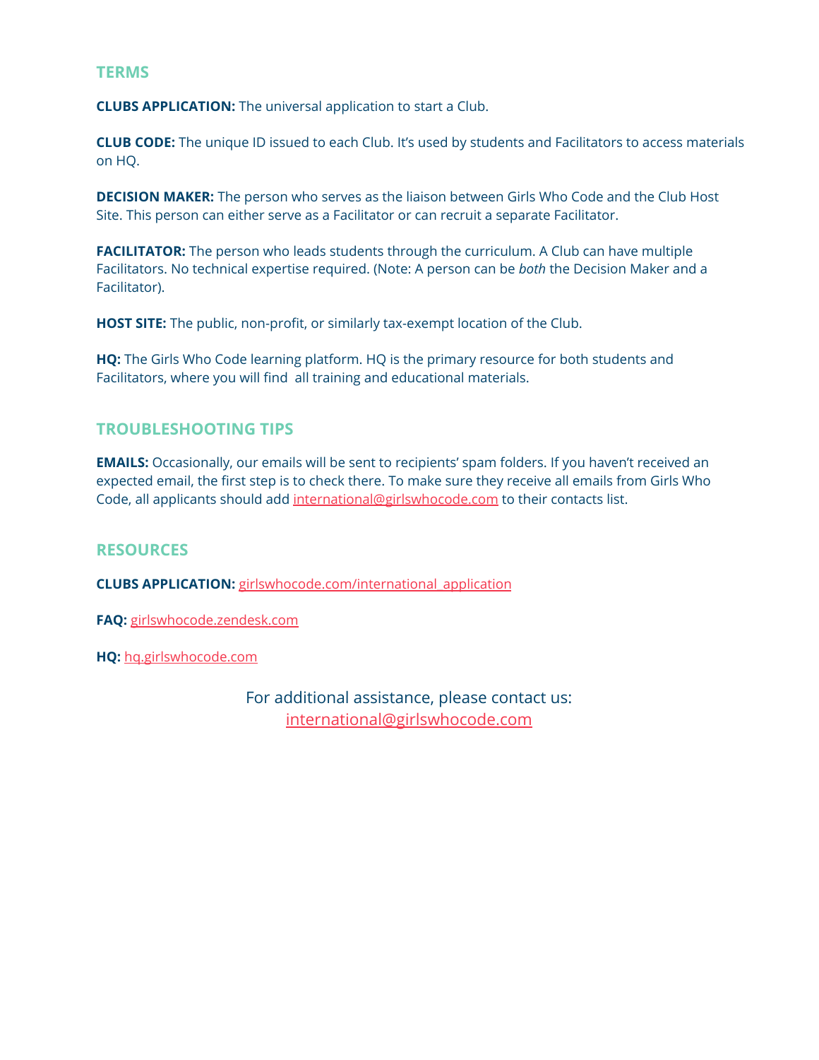## TERMS

**CLUBS APPLICATION:** The universal application to start a Club.

**CLUB CODE:** The unique ID issued to each Club. It's used by students and Facilitators to access materials on HQ.

**DECISION MAKER:** The person who serves as the liaison between Girls Who Code and the Club Host Site. This person can either serve as a Facilitator or can recruit a separate Facilitator.

**FACILITATOR:** The person who leads students through the curriculum. A Club can have multiple Facilitators. No technical expertise required. (Note: A person can be *both* the Decision Maker and a Facilitator).

**HOST SITE:** The public, non-profit, or similarly tax-exempt location of the Club.

**HQ:** The Girls Who Code learning platform. HQ is the primary resource for both students and Facilitators, where you will find all training and educational materials.

## TROUBLESHOOTING TIPS

**EMAILS:** Occasionally, our emails will be sent to recipients' spam folders. If you haven't received an expected email, the first step is to check there. To make sure they receive all emails from Girls Who Code, all applicants should add international@girlswhocode.com to their contacts list.

## RESOURCES

**CLUBS APPLICATION:** girlswhocode.com/international_application

**FAQ:** girlswhocode.zendesk.com

**HQ:** hq.girlswhocode.com

For additional assistance, please contact us:
international@girlswhocode.com